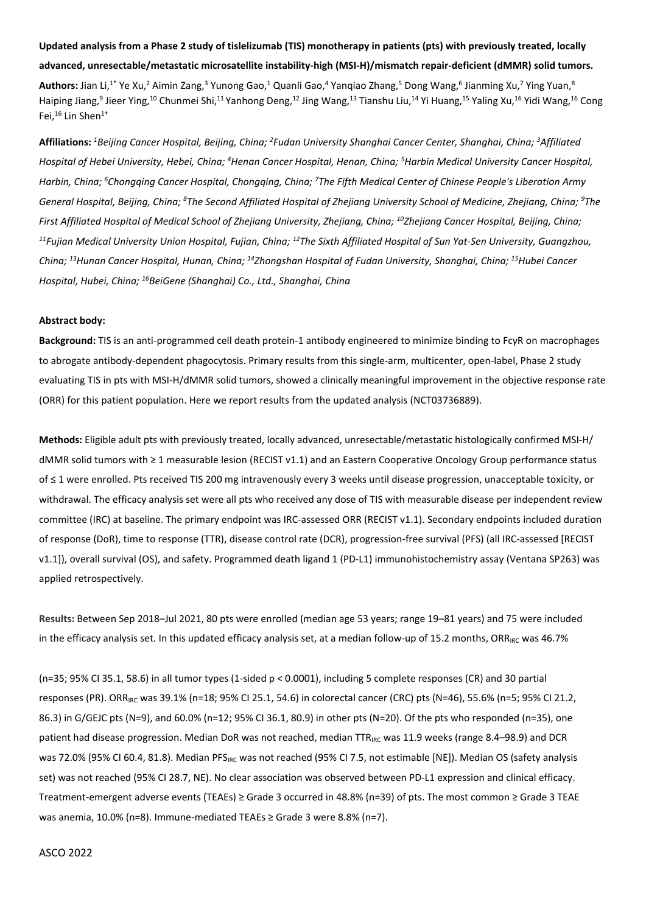**Updated analysis from a Phase 2 study of tislelizumab (TIS) monotherapy in patients (pts) with previously treated, locally advanced, unresectable/metastatic microsatellite instability-high (MSI-H)/mismatch repair-deficient (dMMR) solid tumors.**

**Authors:** Jian Li,[1*] Ye Xu,[2] Aimin Zang,[3] Yunong Gao,[1] Quanli Gao,[4] Yanqiao Zhang,[5] Dong Wang,[6] Jianming Xu,[7] Ying Yuan,[8] Haiping Jiang,[9] Jieer Ying,[10] Chunmei Shi,[11] Yanhong Deng,[12] Jing Wang,[13] Tianshu Liu,[14] Yi Huang,[15] Yaling Xu,[16] Yidi Wang,[16] Cong Fei,[16] Lin Shen[1†]

**Affiliations:** *[1]Beijing Cancer Hospital, Beijing, China; [2]Fudan University Shanghai Cancer Center, Shanghai, China; [3]Affiliated Hospital of Hebei University, Hebei, China; [4]Henan Cancer Hospital, Henan, China; [5]Harbin Medical University Cancer Hospital, Harbin, China; [6]Chongqing Cancer Hospital, Chongqing, China; [7]The Fifth Medical Center of Chinese People's Liberation Army General Hospital, Beijing, China; [8]The Second Affiliated Hospital of Zhejiang University School of Medicine, Zhejiang, China; [9]The First Affiliated Hospital of Medical School of Zhejiang University, Zhejiang, China; [10]Zhejiang Cancer Hospital, Beijing, China; [11]Fujian Medical University Union Hospital, Fujian, China; [12]The Sixth Affiliated Hospital of Sun Yat-Sen University, Guangzhou, China; [13]Hunan Cancer Hospital, Hunan, China; [14]Zhongshan Hospital of Fudan University, Shanghai, China; [15]Hubei Cancer Hospital, Hubei, China; [16]BeiGene (Shanghai) Co., Ltd., Shanghai, China*

**Abstract body:**

**Background:** TIS is an anti-programmed cell death protein-1 antibody engineered to minimize binding to FcγR on macrophages to abrogate antibody-dependent phagocytosis. Primary results from this single-arm, multicenter, open-label, Phase 2 study evaluating TIS in pts with MSI-H/dMMR solid tumors, showed a clinically meaningful improvement in the objective response rate (ORR) for this patient population. Here we report results from the updated analysis (NCT03736889).

**Methods:** Eligible adult pts with previously treated, locally advanced, unresectable/metastatic histologically confirmed MSI-H/ dMMR solid tumors with ≥ 1 measurable lesion (RECIST v1.1) and an Eastern Cooperative Oncology Group performance status of ≤ 1 were enrolled. Pts received TIS 200 mg intravenously every 3 weeks until disease progression, unacceptable toxicity, or withdrawal. The efficacy analysis set were all pts who received any dose of TIS with measurable disease per independent review committee (IRC) at baseline. The primary endpoint was IRC-assessed ORR (RECIST v1.1). Secondary endpoints included duration of response (DoR), time to response (TTR), disease control rate (DCR), progression-free survival (PFS) (all IRC-assessed [RECIST v1.1]), overall survival (OS), and safety. Programmed death ligand 1 (PD-L1) immunohistochemistry assay (Ventana SP263) was applied retrospectively.

**Results:** Between Sep 2018–Jul 2021, 80 pts were enrolled (median age 53 years; range 19–81 years) and 75 were included in the efficacy analysis set. In this updated efficacy analysis set, at a median follow-up of 15.2 months, $ORR_{IRC}$ was 46.7% (n=35; 95% CI 35.1, 58.6) in all tumor types (1-sided $p < 0.0001$), including 5 complete responses (CR) and 30 partial responses (PR). $ORR_{IRC}$ was 39.1% (n=18; 95% CI 25.1, 54.6) in colorectal cancer (CRC) pts (N=46), 55.6% (n=5; 95% CI 21.2, 86.3) in G/GEJC pts (N=9), and 60.0% (n=12; 95% CI 36.1, 80.9) in other pts (N=20). Of the pts who responded (n=35), one patient had disease progression. Median DoR was not reached, median $TTR_{IRC}$ was 11.9 weeks (range 8.4–98.9) and DCR was 72.0% (95% CI 60.4, 81.8). Median $PFS_{IRC}$ was not reached (95% CI 7.5, not estimable [NE]). Median OS (safety analysis set) was not reached (95% CI 28.7, NE). No clear association was observed between PD-L1 expression and clinical efficacy. Treatment-emergent adverse events (TEAEs) ≥ Grade 3 occurred in 48.8% (n=39) of pts. The most common ≥ Grade 3 TEAE was anemia, 10.0% (n=8). Immune-mediated TEAEs ≥ Grade 3 were 8.8% (n=7).

ASCO 2022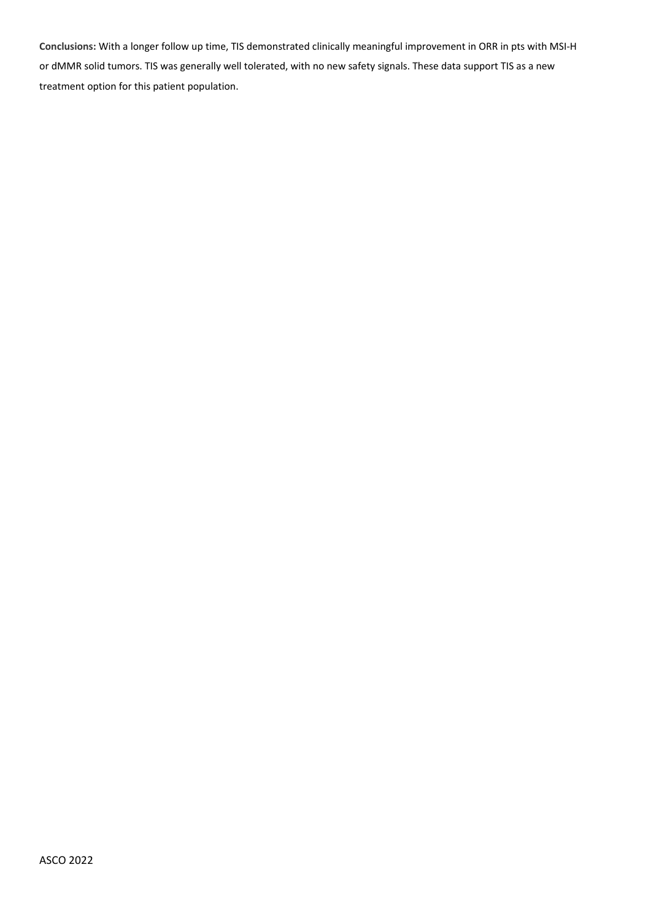**Conclusions:** With a longer follow up time, TIS demonstrated clinically meaningful improvement in ORR in pts with MSI-H or dMMR solid tumors. TIS was generally well tolerated, with no new safety signals. These data support TIS as a new treatment option for this patient population.